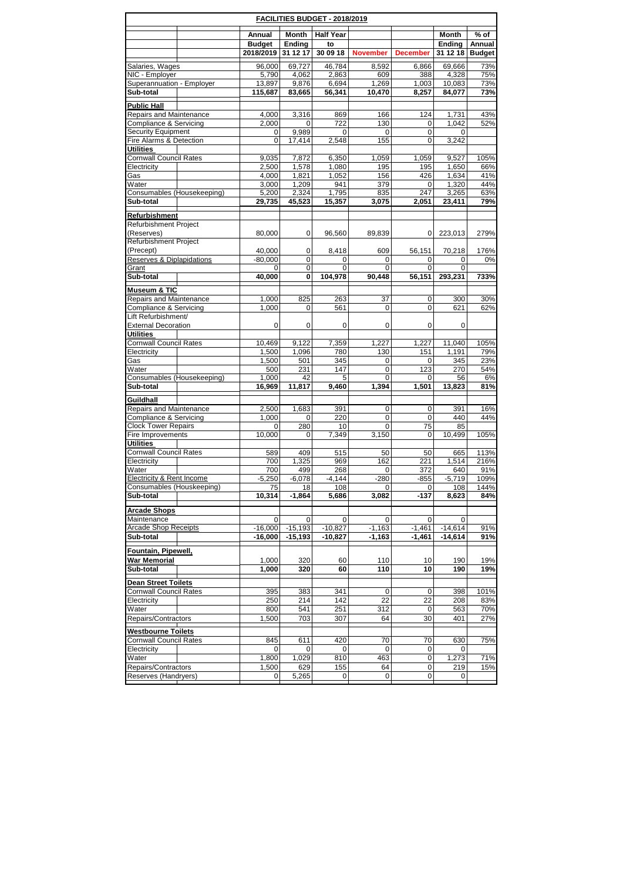## FACILITIES BUDGET - 2018/2019

| | Annual Budget 2018/2019 | Month Ending 31 12 17 | Half Year to 30 09 18 | November | December | Month Ending 31 12 18 | % of Annual Budget |
|---|---|---|---|---|---|---|---|
| Salaries, Wages | 96,000 | 69,727 | 46,784 | 8,592 | 6,866 | 69,666 | 73% |
| NIC - Employer | 5,790 | 4,062 | 2,863 | 609 | 388 | 4,328 | 75% |
| Superannuation - Employer | 13,897 | 9,876 | 6,694 | 1,269 | 1,003 | 10,083 | 73% |
| **Sub-total** | **115,687** | **83,665** | **56,341** | **10,470** | **8,257** | **84,077** | **73%** |
| **Public Hall** | | | | | | | |
| Repairs and Maintenance | 4,000 | 3,316 | 869 | 166 | 124 | 1,731 | 43% |
| Compliance & Servicing | 2,000 | 0 | 722 | 130 | 0 | 1,042 | 52% |
| Security Equipment | 0 | 9,989 | 0 | 0 | 0 | 0 | |
| Fire Alarms & Detection | 0 | 17,414 | 2,548 | 155 | 0 | 3,242 | |
| **Utilities** | | | | | | | |
| Cornwall Council Rates | 9,035 | 7,872 | 6,350 | 1,059 | 1,059 | 9,527 | 105% |
| Electricity | 2,500 | 1,578 | 1,080 | 195 | 195 | 1,650 | 66% |
| Gas | 4,000 | 1,821 | 1,052 | 156 | 426 | 1,634 | 41% |
| Water | 3,000 | 1,209 | 941 | 379 | 0 | 1,320 | 44% |
| Consumables (Housekeeping) | 5,200 | 2,324 | 1,795 | 835 | 247 | 3,265 | 63% |
| **Sub-total** | **29,735** | **45,523** | **15,357** | **3,075** | **2,051** | **23,411** | **79%** |
| **Refurbishment** | | | | | | | |
| Refurbishment Project (Reserves) | 80,000 | 0 | 96,560 | 89,839 | 0 | 223,013 | 279% |
| Refurbishment Project (Precept) | 40,000 | 0 | 8,418 | 609 | 56,151 | 70,218 | 176% |
| Reserves & Diplapidations | -80,000 | 0 | 0 | 0 | 0 | 0 | 0% |
| Grant | 0 | 0 | 0 | 0 | 0 | 0 | |
| **Sub-total** | **40,000** | **0** | **104,978** | **90,448** | **56,151** | **293,231** | **733%** |
| **Museum & TIC** | | | | | | | |
| Repairs and Maintenance | 1,000 | 825 | 263 | 37 | 0 | 300 | 30% |
| Compliance & Servicing | 1,000 | 0 | 561 | 0 | 0 | 621 | 62% |
| Lift Refurbishment/ External Decoration | 0 | 0 | 0 | 0 | 0 | 0 | |
| **Utilities** | | | | | | | |
| Cornwall Council Rates | 10,469 | 9,122 | 7,359 | 1,227 | 1,227 | 11,040 | 105% |
| Electricity | 1,500 | 1,096 | 780 | 130 | 151 | 1,191 | 79% |
| Gas | 1,500 | 501 | 345 | 0 | 0 | 345 | 23% |
| Water | 500 | 231 | 147 | 0 | 123 | 270 | 54% |
| Consumables (Housekeeping) | 1,000 | 42 | 5 | 0 | 0 | 56 | 6% |
| **Sub-total** | **16,969** | **11,817** | **9,460** | **1,394** | **1,501** | **13,823** | **81%** |
| **Guildhall** | | | | | | | |
| Repairs and Maintenance | 2,500 | 1,683 | 391 | 0 | 0 | 391 | 16% |
| Compliance & Servicing | 1,000 | 0 | 220 | 0 | 0 | 440 | 44% |
| Clock Tower Repairs | 0 | 280 | 10 | 0 | 75 | 85 | |
| Fire Improvements | 10,000 | 0 | 7,349 | 3,150 | 0 | 10,499 | 105% |
| **Utilities** | | | | | | | |
| Cornwall Council Rates | 589 | 409 | 515 | 50 | 50 | 665 | 113% |
| Electricity | 700 | 1,325 | 969 | 162 | 221 | 1,514 | 216% |
| Water | 700 | 499 | 268 | 0 | 372 | 640 | 91% |
| Electricity & Rent Income | -5,250 | -6,078 | -4,144 | -280 | -855 | -5,719 | 109% |
| Consumables (Houskeeping) | 75 | 18 | 108 | 0 | 0 | 108 | 144% |
| **Sub-total** | **10,314** | **-1,864** | **5,686** | **3,082** | **-137** | **8,623** | **84%** |
| **Arcade Shops** | | | | | | | |
| Maintenance | 0 | 0 | 0 | 0 | 0 | 0 | |
| Arcade Shop Receipts | -16,000 | -15,193 | -10,827 | -1,163 | -1,461 | -14,614 | 91% |
| **Sub-total** | **-16,000** | **-15,193** | **-10,827** | **-1,163** | **-1,461** | **-14,614** | **91%** |
| **Fountain, Pipewell, War Memorial** | 1,000 | 320 | 60 | 110 | 10 | 190 | 19% |
| **Sub-total** | **1,000** | **320** | **60** | **110** | **10** | **190** | **19%** |
| **Dean Street Toilets** | | | | | | | |
| Cornwall Council Rates | 395 | 383 | 341 | 0 | 0 | 398 | 101% |
| Electricity | 250 | 214 | 142 | 22 | 22 | 208 | 83% |
| Water | 800 | 541 | 251 | 312 | 0 | 563 | 70% |
| Repairs/Contractors | 1,500 | 703 | 307 | 64 | 30 | 401 | 27% |
| **Westbourne Toilets** | | | | | | | |
| Cornwall Council Rates | 845 | 611 | 420 | 70 | 70 | 630 | 75% |
| Electricity | 0 | 0 | 0 | 0 | 0 | 0 | |
| Water | 1,800 | 1,029 | 810 | 463 | 0 | 1,273 | 71% |
| Repairs/Contractors | 1,500 | 629 | 155 | 64 | 0 | 219 | 15% |
| Reserves (Handryers) | 0 | 5,265 | 0 | 0 | 0 | 0 | |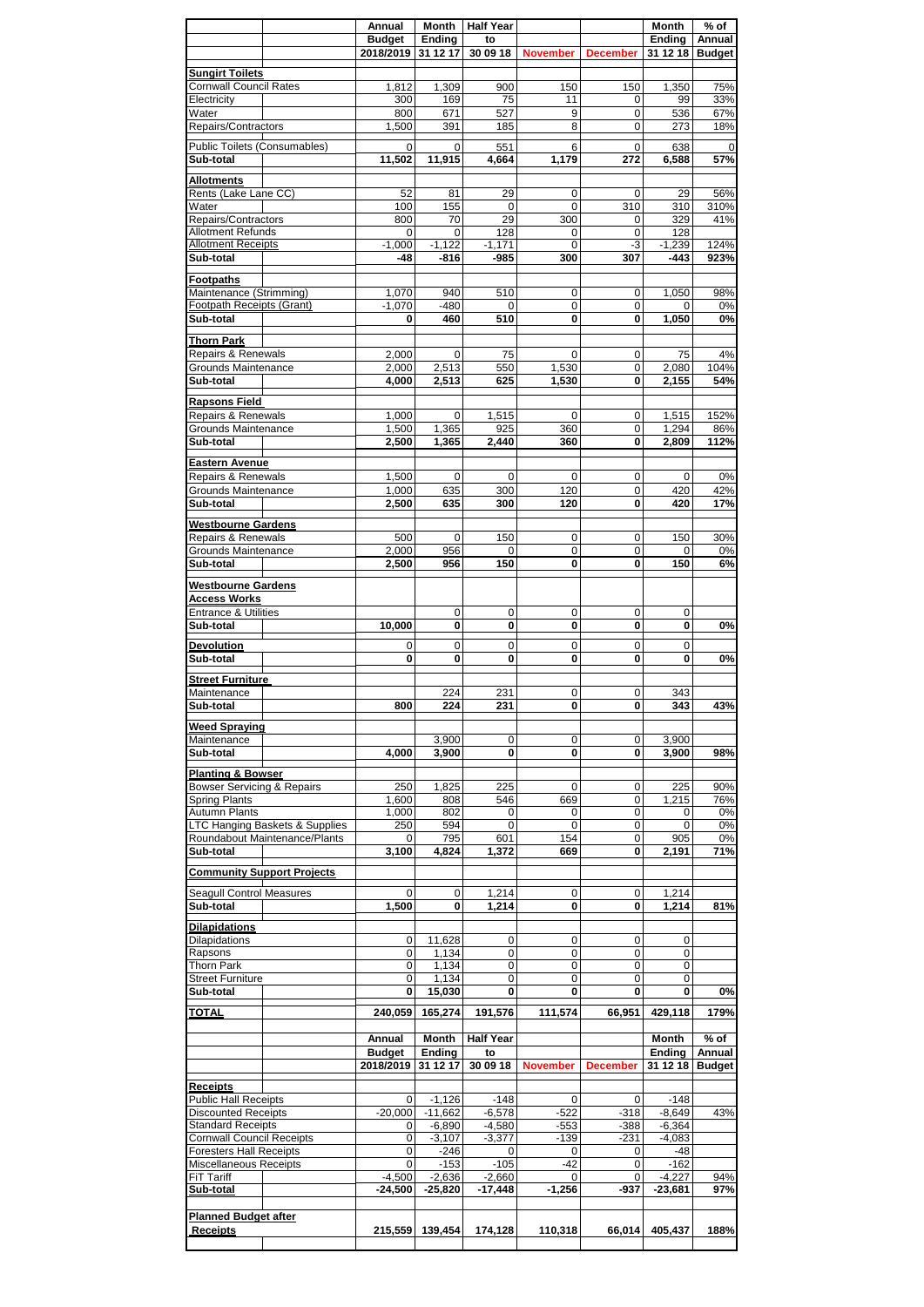| | | Annual Budget 2018/2019 | Month Ending 31 12 17 | Half Year to 30 09 18 | November | December | Month Ending 31 12 18 | % of Annual Budget |
|---|---|---|---|---|---|---|---|---|
| **Sungirt Toilets** | | | | | | | | |
| Cornwall Council Rates | | 1,812 | 1,309 | 900 | 150 | 150 | 1,350 | 75% |
| Electricity | | 300 | 169 | 75 | 11 | 0 | 99 | 33% |
| Water | | 800 | 671 | 527 | 9 | 0 | 536 | 67% |
| Repairs/Contractors | | 1,500 | 391 | 185 | 8 | 0 | 273 | 18% |
| Public Toilets (Consumables) | | 0 | 0 | 551 | 6 | 0 | 638 | 0 |
| **Sub-total** | | **11,502** | **11,915** | **4,664** | **1,179** | **272** | **6,588** | **57%** |
| **Allotments** | | | | | | | | |
| Rents (Lake Lane CC) | | 52 | 81 | 29 | 0 | 0 | 29 | 56% |
| Water | | 100 | 155 | 0 | 0 | 310 | 310 | 310% |
| Repairs/Contractors | | 800 | 70 | 29 | 300 | 0 | 329 | 41% |
| Allotment Refunds | | 0 | 0 | 128 | 0 | 0 | 128 | |
| Allotment Receipts | | -1,000 | -1,122 | -1,171 | 0 | -3 | -1,239 | 124% |
| **Sub-total** | | **-48** | **-816** | **-985** | **300** | **307** | **-443** | **923%** |
| **Footpaths** | | | | | | | | |
| Maintenance (Strimming) | | 1,070 | 940 | 510 | 0 | 0 | 1,050 | 98% |
| Footpath Receipts (Grant) | | -1,070 | -480 | 0 | 0 | 0 | 0 | 0% |
| **Sub-total** | | **0** | **460** | **510** | **0** | **0** | **1,050** | **0%** |
| **Thorn Park** | | | | | | | | |
| Repairs & Renewals | | 2,000 | 0 | 75 | 0 | 0 | 75 | 4% |
| Grounds Maintenance | | 2,000 | 2,513 | 550 | 1,530 | 0 | 2,080 | 104% |
| **Sub-total** | | **4,000** | **2,513** | **625** | **1,530** | **0** | **2,155** | **54%** |
| **Rapsons Field** | | | | | | | | |
| Repairs & Renewals | | 1,000 | 0 | 1,515 | 0 | 0 | 1,515 | 152% |
| Grounds Maintenance | | 1,500 | 1,365 | 925 | 360 | 0 | 1,294 | 86% |
| **Sub-total** | | **2,500** | **1,365** | **2,440** | **360** | **0** | **2,809** | **112%** |
| **Eastern Avenue** | | | | | | | | |
| Repairs & Renewals | | 1,500 | 0 | 0 | 0 | 0 | 0 | 0% |
| Grounds Maintenance | | 1,000 | 635 | 300 | 120 | 0 | 420 | 42% |
| **Sub-total** | | **2,500** | **635** | **300** | **120** | **0** | **420** | **17%** |
| **Westbourne Gardens** | | | | | | | | |
| Repairs & Renewals | | 500 | 0 | 150 | 0 | 0 | 150 | 30% |
| Grounds Maintenance | | 2,000 | 956 | 0 | 0 | 0 | 0 | 0% |
| **Sub-total** | | **2,500** | **956** | **150** | **0** | **0** | **150** | **6%** |
| **Westbourne Gardens Access Works** | | | | | | | | |
| Entrance & Utilities | | | 0 | 0 | 0 | 0 | 0 | |
| **Sub-total** | | **10,000** | **0** | **0** | **0** | **0** | **0** | **0%** |
| **Devolution** | | 0 | 0 | 0 | 0 | 0 | 0 | |
| **Sub-total** | | **0** | **0** | **0** | **0** | **0** | **0** | **0%** |
| **Street Furniture** | | | | | | | | |
| Maintenance | | | 224 | 231 | 0 | 0 | 343 | |
| **Sub-total** | | **800** | **224** | **231** | **0** | **0** | **343** | **43%** |
| **Weed Spraying** | | | | | | | | |
| Maintenance | | | 3,900 | 0 | 0 | 0 | 3,900 | |
| **Sub-total** | | **4,000** | **3,900** | **0** | **0** | **0** | **3,900** | **98%** |
| **Planting & Bowser** | | | | | | | | |
| Bowser Servicing & Repairs | | 250 | 1,825 | 225 | 0 | 0 | 225 | 90% |
| Spring Plants | | 1,600 | 808 | 546 | 669 | 0 | 1,215 | 76% |
| Autumn Plants | | 1,000 | 802 | 0 | 0 | 0 | 0 | 0% |
| LTC Hanging Baskets & Supplies | | 250 | 594 | 0 | 0 | 0 | 0 | 0% |
| Roundabout Maintenance/Plants | | 0 | 795 | 601 | 154 | 0 | 905 | 0% |
| **Sub-total** | | **3,100** | **4,824** | **1,372** | **669** | **0** | **2,191** | **71%** |
| **Community Support Projects** | | | | | | | | |
| Seagull Control Measures | | 0 | 0 | 1,214 | 0 | 0 | 1,214 | |
| **Sub-total** | | **1,500** | **0** | **1,214** | **0** | **0** | **1,214** | **81%** |
| **Dilapidations** | | | | | | | | |
| Dilapidations | | 0 | 11,628 | 0 | 0 | 0 | 0 | |
| Rapsons | | 0 | 1,134 | 0 | 0 | 0 | 0 | |
| Thorn Park | | 0 | 1,134 | 0 | 0 | 0 | 0 | |
| Street Furniture | | 0 | 1,134 | 0 | 0 | 0 | 0 | |
| **Sub-total** | | **0** | **15,030** | **0** | **0** | **0** | **0** | **0%** |
| **TOTAL** | | **240,059** | **165,274** | **191,576** | **111,574** | **66,951** | **429,118** | **179%** |

| | | Annual Budget 2018/2019 | Month Ending 31 12 17 | Half Year to 30 09 18 | November | December | Month Ending 31 12 18 | % of Annual Budget |
|---|---|---|---|---|---|---|---|---|
| **Receipts** | | | | | | | | |
| Public Hall Receipts | | 0 | -1,126 | -148 | 0 | 0 | -148 | |
| Discounted Receipts | | -20,000 | -11,662 | -6,578 | -522 | -318 | -8,649 | 43% |
| Standard Receipts | | 0 | -6,890 | -4,580 | -553 | -388 | -6,364 | |
| Cornwall Council Receipts | | 0 | -3,107 | -3,377 | -139 | -231 | -4,083 | |
| Foresters Hall Receipts | | 0 | -246 | 0 | 0 | 0 | -48 | |
| Miscellaneous Receipts | | 0 | -153 | -105 | -42 | 0 | -162 | |
| FiT Tariff | | -4,500 | -2,636 | -2,660 | 0 | 0 | -4,227 | 94% |
| **Sub-total** | | **-24,500** | **-25,820** | **-17,448** | **-1,256** | **-937** | **-23,681** | **97%** |
| **Planned Budget after Receipts** | | **215,559** | **139,454** | **174,128** | **110,318** | **66,014** | **405,437** | **188%** |